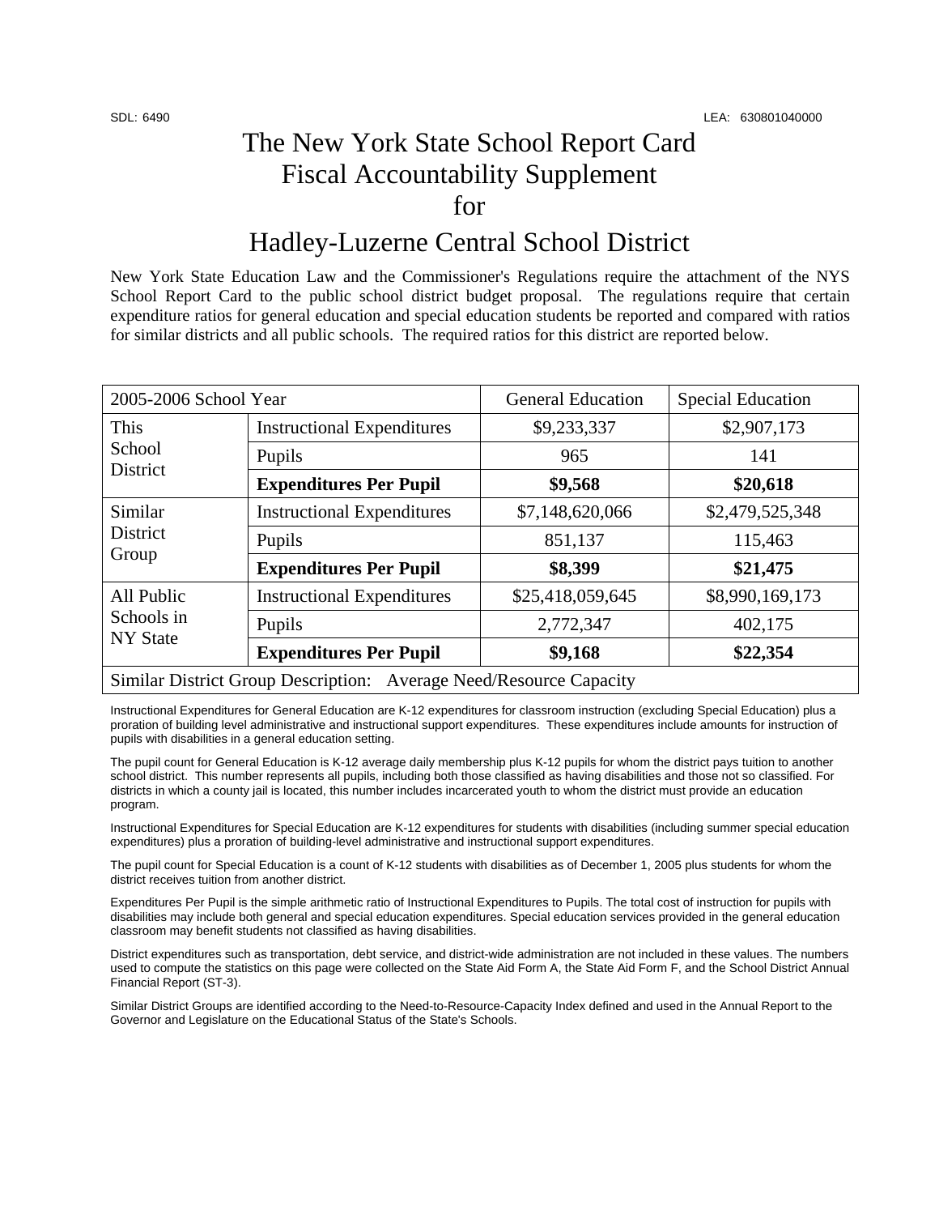SDL: 6490 LEA: 630801040000

# The New York State School Report Card Fiscal Accountability Supplement for

# Hadley-Luzerne Central School District

New York State Education Law and the Commissioner's Regulations require the attachment of the NYS School Report Card to the public school district budget proposal. The regulations require that certain expenditure ratios for general education and special education students be reported and compared with ratios for similar districts and all public schools. The required ratios for this district are reported below.

| 2005-2006 School Year | | General Education | Special Education |
|---|---|---|---|
| This School District | Instructional Expenditures | $9,233,337 | $2,907,173 |
| | Pupils | 965 | 141 |
| | **Expenditures Per Pupil** | **$9,568** | **$20,618** |
| Similar District Group | Instructional Expenditures | $7,148,620,066 | $2,479,525,348 |
| | Pupils | 851,137 | 115,463 |
| | **Expenditures Per Pupil** | **$8,399** | **$21,475** |
| All Public Schools in NY State | Instructional Expenditures | $25,418,059,645 | $8,990,169,173 |
| | Pupils | 2,772,347 | 402,175 |
| | **Expenditures Per Pupil** | **$9,168** | **$22,354** |
| Similar District Group Description: Average Need/Resource Capacity | | | |

Instructional Expenditures for General Education are K-12 expenditures for classroom instruction (excluding Special Education) plus a proration of building level administrative and instructional support expenditures. These expenditures include amounts for instruction of pupils with disabilities in a general education setting.

The pupil count for General Education is K-12 average daily membership plus K-12 pupils for whom the district pays tuition to another school district. This number represents all pupils, including both those classified as having disabilities and those not so classified. For districts in which a county jail is located, this number includes incarcerated youth to whom the district must provide an education program.

Instructional Expenditures for Special Education are K-12 expenditures for students with disabilities (including summer special education expenditures) plus a proration of building-level administrative and instructional support expenditures.

The pupil count for Special Education is a count of K-12 students with disabilities as of December 1, 2005 plus students for whom the district receives tuition from another district.

Expenditures Per Pupil is the simple arithmetic ratio of Instructional Expenditures to Pupils. The total cost of instruction for pupils with disabilities may include both general and special education expenditures. Special education services provided in the general education classroom may benefit students not classified as having disabilities.

District expenditures such as transportation, debt service, and district-wide administration are not included in these values. The numbers used to compute the statistics on this page were collected on the State Aid Form A, the State Aid Form F, and the School District Annual Financial Report (ST-3).

Similar District Groups are identified according to the Need-to-Resource-Capacity Index defined and used in the Annual Report to the Governor and Legislature on the Educational Status of the State's Schools.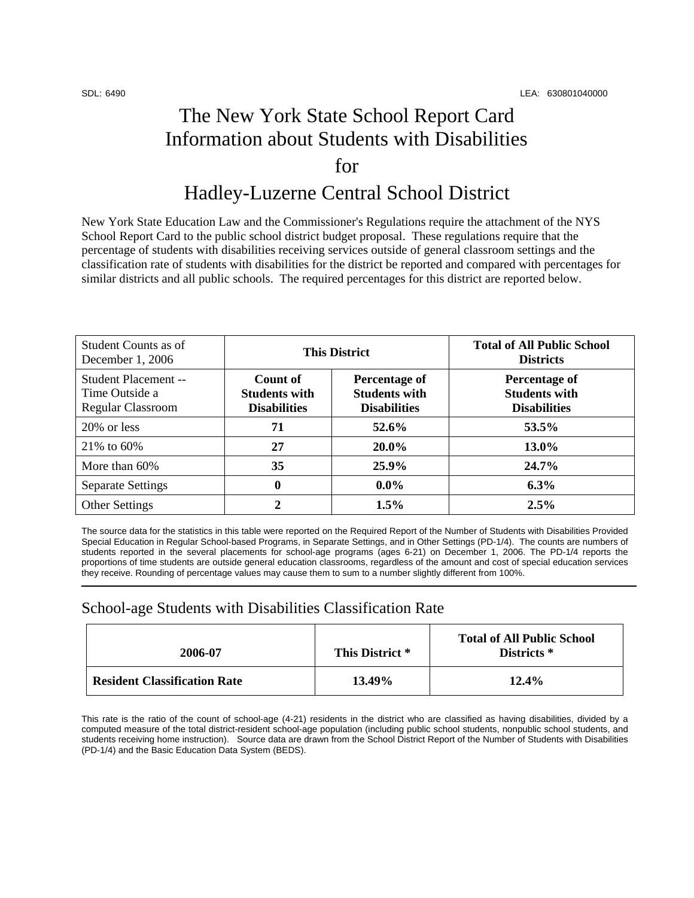SDL: 6490 LEA: 630801040000

# The New York State School Report Card Information about Students with Disabilities for Hadley-Luzerne Central School District

New York State Education Law and the Commissioner's Regulations require the attachment of the NYS School Report Card to the public school district budget proposal. These regulations require that the percentage of students with disabilities receiving services outside of general classroom settings and the classification rate of students with disabilities for the district be reported and compared with percentages for similar districts and all public schools. The required percentages for this district are reported below.

| Student Counts as of December 1, 2006 | **This District** | | **Total of All Public School Districts** |
|---|---|---|---|
| Student Placement -- Time Outside a Regular Classroom | **Count of Students with Disabilities** | **Percentage of Students with Disabilities** | **Percentage of Students with Disabilities** |
| 20% or less | **71** | **52.6%** | **53.5%** |
| 21% to 60% | **27** | **20.0%** | **13.0%** |
| More than 60% | **35** | **25.9%** | **24.7%** |
| Separate Settings | **0** | **0.0%** | **6.3%** |
| Other Settings | **2** | **1.5%** | **2.5%** |

The source data for the statistics in this table were reported on the Required Report of the Number of Students with Disabilities Provided Special Education in Regular School-based Programs, in Separate Settings, and in Other Settings (PD-1/4). The counts are numbers of students reported in the several placements for school-age programs (ages 6-21) on December 1, 2006. The PD-1/4 reports the proportions of time students are outside general education classrooms, regardless of the amount and cost of special education services they receive. Rounding of percentage values may cause them to sum to a number slightly different from 100%.

## School-age Students with Disabilities Classification Rate

| **2006-07** | **This District *** | **Total of All Public School Districts *** |
|---|---|---|
| **Resident Classification Rate** | **13.49%** | **12.4%** |

This rate is the ratio of the count of school-age (4-21) residents in the district who are classified as having disabilities, divided by a computed measure of the total district-resident school-age population (including public school students, nonpublic school students, and students receiving home instruction). Source data are drawn from the School District Report of the Number of Students with Disabilities (PD-1/4) and the Basic Education Data System (BEDS).